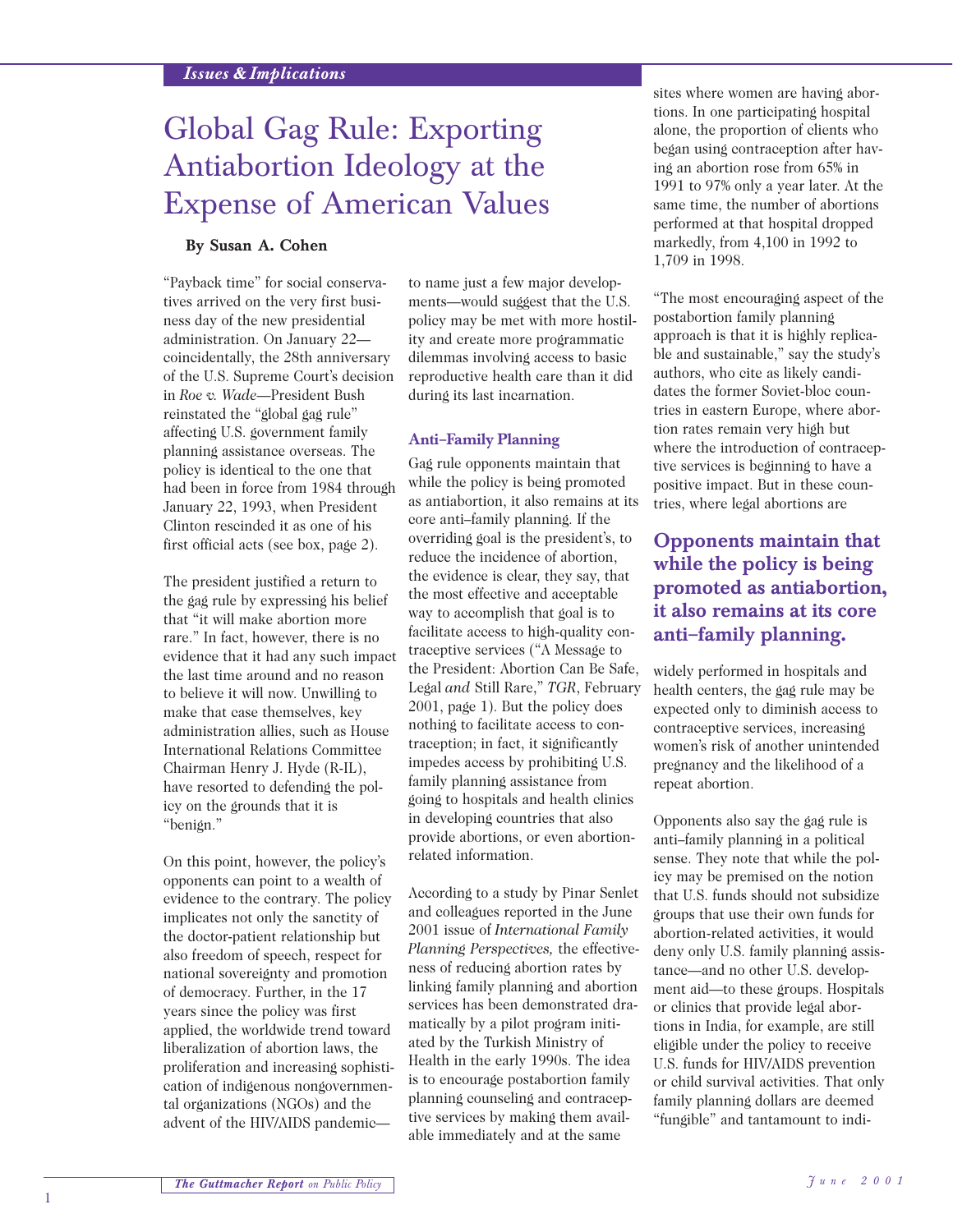*Issues & Implications*

# Global Gag Rule: Exporting Antiabortion Ideology at the Expense of American Values

**By Susan A. Cohen**

"Payback time" for social conservatives arrived on the very first business day of the new presidential administration. On January 22—coincidentally, the 28th anniversary of the U.S. Supreme Court's decision in *Roe v. Wade*—President Bush reinstated the "global gag rule" affecting U.S. government family planning assistance overseas. The policy is identical to the one that had been in force from 1984 through January 22, 1993, when President Clinton rescinded it as one of his first official acts (see box, page 2).

The president justified a return to the gag rule by expressing his belief that "it will make abortion more rare." In fact, however, there is no evidence that it had any such impact the last time around and no reason to believe it will now. Unwilling to make that case themselves, key administration allies, such as House International Relations Committee Chairman Henry J. Hyde (R-IL), have resorted to defending the policy on the grounds that it is "benign."

On this point, however, the policy's opponents can point to a wealth of evidence to the contrary. The policy implicates not only the sanctity of the doctor-patient relationship but also freedom of speech, respect for national sovereignty and promotion of democracy. Further, in the 17 years since the policy was first applied, the worldwide trend toward liberalization of abortion laws, the proliferation and increasing sophistication of indigenous nongovernmental organizations (NGOs) and the advent of the HIV/AIDS pandemic—to name just a few major developments—would suggest that the U.S. policy may be met with more hostility and create more programmatic dilemmas involving access to basic reproductive health care than it did during its last incarnation.

## Anti–Family Planning

Gag rule opponents maintain that while the policy is being promoted as antiabortion, it also remains at its core anti–family planning. If the overriding goal is the president's, to reduce the incidence of abortion, the evidence is clear, they say, that the most effective and acceptable way to accomplish that goal is to facilitate access to high-quality contraceptive services ("A Message to the President: Abortion Can Be Safe, Legal *and* Still Rare," *TGR*, February 2001, page 1). But the policy does nothing to facilitate access to contraception; in fact, it significantly impedes access by prohibiting U.S. family planning assistance from going to hospitals and health clinics in developing countries that also provide abortions, or even abortion-related information.

According to a study by Pinar Senlet and colleagues reported in the June 2001 issue of *International Family Planning Perspectives,* the effectiveness of reducing abortion rates by linking family planning and abortion services has been demonstrated dramatically by a pilot program initiated by the Turkish Ministry of Health in the early 1990s. The idea is to encourage postabortion family planning counseling and contraceptive services by making them available immediately and at the same sites where women are having abortions. In one participating hospital alone, the proportion of clients who began using contraception after having an abortion rose from 65% in 1991 to 97% only a year later. At the same time, the number of abortions performed at that hospital dropped markedly, from 4,100 in 1992 to 1,709 in 1998.

"The most encouraging aspect of the postabortion family planning approach is that it is highly replicable and sustainable," say the study's authors, who cite as likely candidates the former Soviet-bloc countries in eastern Europe, where abortion rates remain very high but where the introduction of contraceptive services is beginning to have a positive impact. But in these countries, where legal abortions are widely performed in hospitals and health centers, the gag rule may be expected only to diminish access to contraceptive services, increasing women's risk of another unintended pregnancy and the likelihood of a repeat abortion.

**Opponents maintain that while the policy is being promoted as antiabortion, it also remains at its core anti–family planning.**

Opponents also say the gag rule is anti–family planning in a political sense. They note that while the policy may be premised on the notion that U.S. funds should not subsidize groups that use their own funds for abortion-related activities, it would deny only U.S. family planning assistance—and no other U.S. development aid—to these groups. Hospitals or clinics that provide legal abortions in India, for example, are still eligible under the policy to receive U.S. funds for HIV/AIDS prevention or child survival activities. That only family planning dollars are deemed "fungible" and tantamount to indi-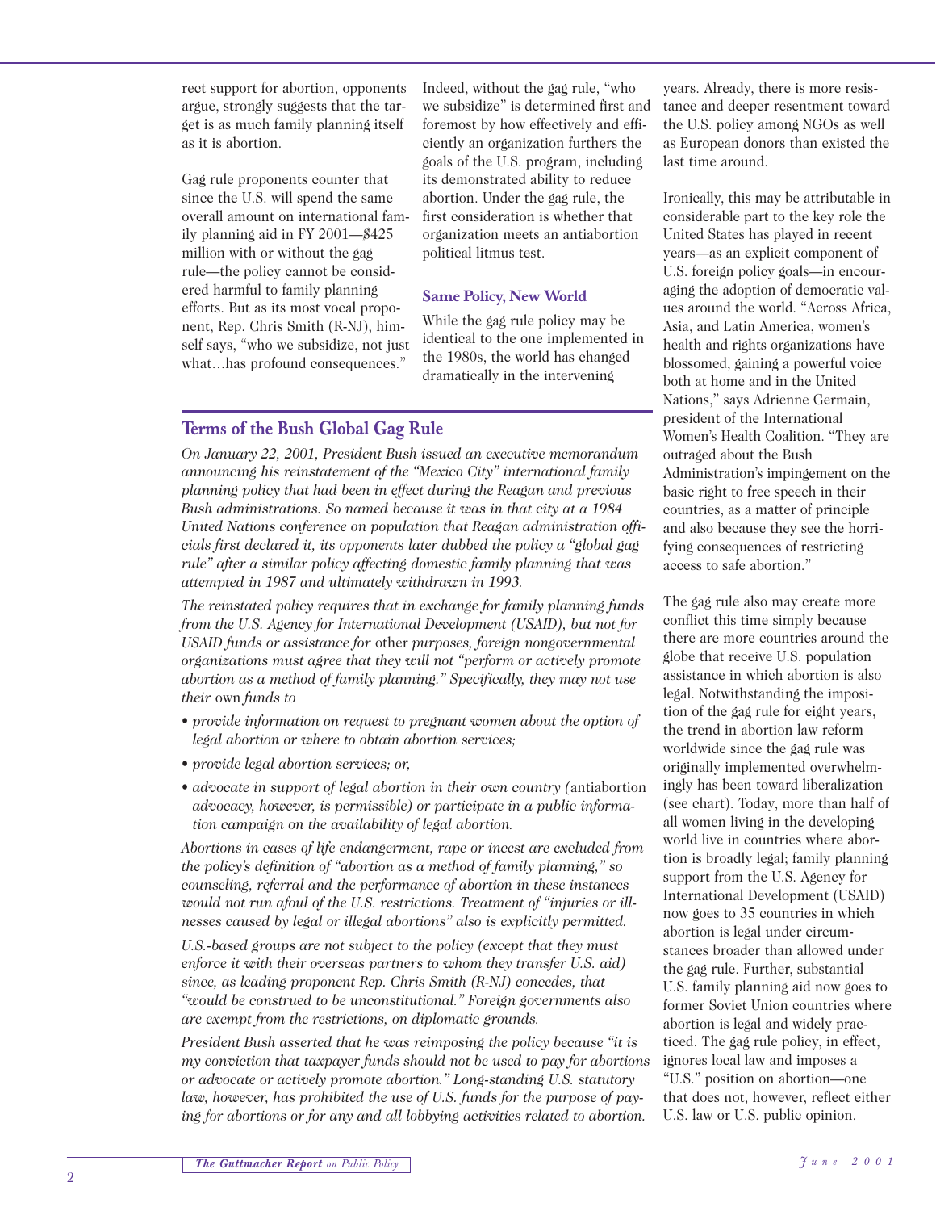rect support for abortion, opponents argue, strongly suggests that the target is as much family planning itself as it is abortion.

Gag rule proponents counter that since the U.S. will spend the same overall amount on international family planning aid in FY 2001—$425 million with or without the gag rule—the policy cannot be considered harmful to family planning efforts. But as its most vocal proponent, Rep. Chris Smith (R-NJ), himself says, "who we subsidize, not just what…has profound consequences." Indeed, without the gag rule, "who we subsidize" is determined first and foremost by how effectively and efficiently an organization furthers the goals of the U.S. program, including its demonstrated ability to reduce abortion. Under the gag rule, the first consideration is whether that organization meets an antiabortion political litmus test.

### Same Policy, New World

While the gag rule policy may be identical to the one implemented in the 1980s, the world has changed dramatically in the intervening years. Already, there is more resistance and deeper resentment toward the U.S. policy among NGOs as well as European donors than existed the last time around.

Ironically, this may be attributable in considerable part to the key role the United States has played in recent years—as an explicit component of U.S. foreign policy goals—in encouraging the adoption of democratic values around the world. "Across Africa, Asia, and Latin America, women's health and rights organizations have blossomed, gaining a powerful voice both at home and in the United Nations," says Adrienne Germain, president of the International Women's Health Coalition. "They are outraged about the Bush Administration's impingement on the basic right to free speech in their countries, as a matter of principle and also because they see the horrifying consequences of restricting access to safe abortion."

The gag rule also may create more conflict this time simply because there are more countries around the globe that receive U.S. population assistance in which abortion is also legal. Notwithstanding the imposition of the gag rule for eight years, the trend in abortion law reform worldwide since the gag rule was originally implemented overwhelmingly has been toward liberalization (see chart). Today, more than half of all women living in the developing world live in countries where abortion is broadly legal; family planning support from the U.S. Agency for International Development (USAID) now goes to 35 countries in which abortion is legal under circumstances broader than allowed under the gag rule. Further, substantial U.S. family planning aid now goes to former Soviet Union countries where abortion is legal and widely practiced. The gag rule policy, in effect, ignores local law and imposes a "U.S." position on abortion—one that does not, however, reflect either U.S. law or U.S. public opinion.

## Terms of the Bush Global Gag Rule

*On January 22, 2001, President Bush issued an executive memorandum announcing his reinstatement of the "Mexico City" international family planning policy that had been in effect during the Reagan and previous Bush administrations. So named because it was in that city at a 1984 United Nations conference on population that Reagan administration officials first declared it, its opponents later dubbed the policy a "global gag rule" after a similar policy affecting domestic family planning that was attempted in 1987 and ultimately withdrawn in 1993.*

*The reinstated policy requires that in exchange for family planning funds from the U.S. Agency for International Development (USAID), but not for USAID funds or assistance for* other *purposes, foreign nongovernmental organizations must agree that they will not "perform or actively promote abortion as a method of family planning." Specifically, they may not use their* own *funds to*

- *provide information on request to pregnant women about the option of legal abortion or where to obtain abortion services;*
- *provide legal abortion services; or,*
- *advocate in support of legal abortion in their own country (*antiabortion *advocacy, however, is permissible) or participate in a public information campaign on the availability of legal abortion.*

*Abortions in cases of life endangerment, rape or incest are excluded from the policy's definition of "abortion as a method of family planning," so counseling, referral and the performance of abortion in these instances would not run afoul of the U.S. restrictions. Treatment of "injuries or illnesses caused by legal or illegal abortions" also is explicitly permitted.*

*U.S.-based groups are not subject to the policy (except that they must enforce it with their overseas partners to whom they transfer U.S. aid) since, as leading proponent Rep. Chris Smith (R-NJ) concedes, that "would be construed to be unconstitutional." Foreign governments also are exempt from the restrictions, on diplomatic grounds.*

*President Bush asserted that he was reimposing the policy because "it is my conviction that taxpayer funds should not be used to pay for abortions or advocate or actively promote abortion." Long-standing U.S. statutory law, however, has prohibited the use of U.S. funds for the purpose of paying for abortions or for any and all lobbying activities related to abortion.*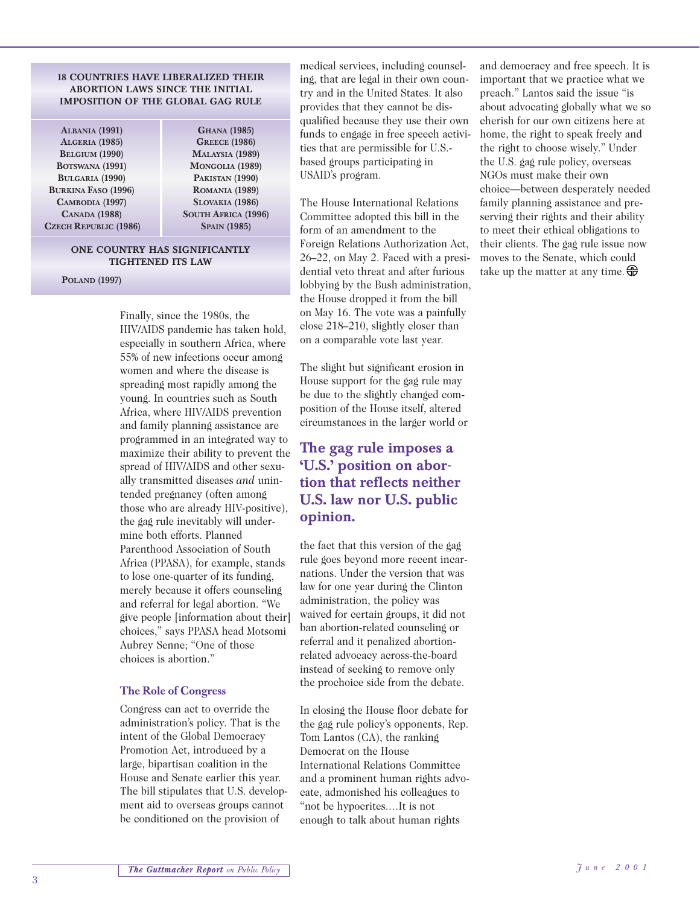**18 COUNTRIES HAVE LIBERALIZED THEIR ABORTION LAWS SINCE THE INITIAL IMPOSITION OF THE GLOBAL GAG RULE**

| | |
|---|---|
| Albania (1991) | Ghana (1985) |
| Algeria (1985) | Greece (1986) |
| Belgium (1990) | Malaysia (1989) |
| Botswana (1991) | Mongolia (1989) |
| Bulgaria (1990) | Pakistan (1990) |
| Burkina Faso (1996) | Romania (1989) |
| Cambodia (1997) | Slovakia (1986) |
| Canada (1988) | South Africa (1996) |
| Czech Republic (1986) | Spain (1985) |

**ONE COUNTRY HAS SIGNIFICANTLY TIGHTENED ITS LAW**

Poland (1997)

Finally, since the 1980s, the HIV/AIDS pandemic has taken hold, especially in southern Africa, where 55% of new infections occur among women and where the disease is spreading most rapidly among the young. In countries such as South Africa, where HIV/AIDS prevention and family planning assistance are programmed in an integrated way to maximize their ability to prevent the spread of HIV/AIDS and other sexually transmitted diseases *and* unintended pregnancy (often among those who are already HIV-positive), the gag rule inevitably will undermine both efforts. Planned Parenthood Association of South Africa (PPASA), for example, stands to lose one-quarter of its funding, merely because it offers counseling and referral for legal abortion. "We give people [information about their] choices," says PPASA head Motsomi Aubrey Senne; "One of those choices is abortion."

## The Role of Congress

Congress can act to override the administration's policy. That is the intent of the Global Democracy Promotion Act, introduced by a large, bipartisan coalition in the House and Senate earlier this year. The bill stipulates that U.S. development aid to overseas groups cannot be conditioned on the provision of medical services, including counseling, that are legal in their own country and in the United States. It also provides that they cannot be disqualified because they use their own funds to engage in free speech activities that are permissible for U.S.-based groups participating in USAID's program.

The House International Relations Committee adopted this bill in the form of an amendment to the Foreign Relations Authorization Act, 26–22, on May 2. Faced with a presidential veto threat and after furious lobbying by the Bush administration, the House dropped it from the bill on May 16. The vote was a painfully close 218–210, slightly closer than on a comparable vote last year.

The slight but significant erosion in House support for the gag rule may be due to the slightly changed composition of the House itself, altered circumstances in the larger world or the fact that this version of the gag rule goes beyond more recent incarnations. Under the version that was law for one year during the Clinton administration, the policy was waived for certain groups, it did not ban abortion-related counseling or referral and it penalized abortion-related advocacy across-the-board instead of seeking to remove only the prochoice side from the debate.

**The gag rule imposes a 'U.S.' position on abortion that reflects neither U.S. law nor U.S. public opinion.**

In closing the House floor debate for the gag rule policy's opponents, Rep. Tom Lantos (CA), the ranking Democrat on the House International Relations Committee and a prominent human rights advocate, admonished his colleagues to "not be hypocrites....It is not enough to talk about human rights and democracy and free speech. It is important that we practice what we preach." Lantos said the issue "is about advocating globally what we so cherish for our own citizens here at home, the right to speak freely and the right to choose wisely." Under the U.S. gag rule policy, overseas NGOs must make their own choice—between desperately needed family planning assistance and preserving their rights and their ability to meet their ethical obligations to their clients. The gag rule issue now moves to the Senate, which could take up the matter at any time.